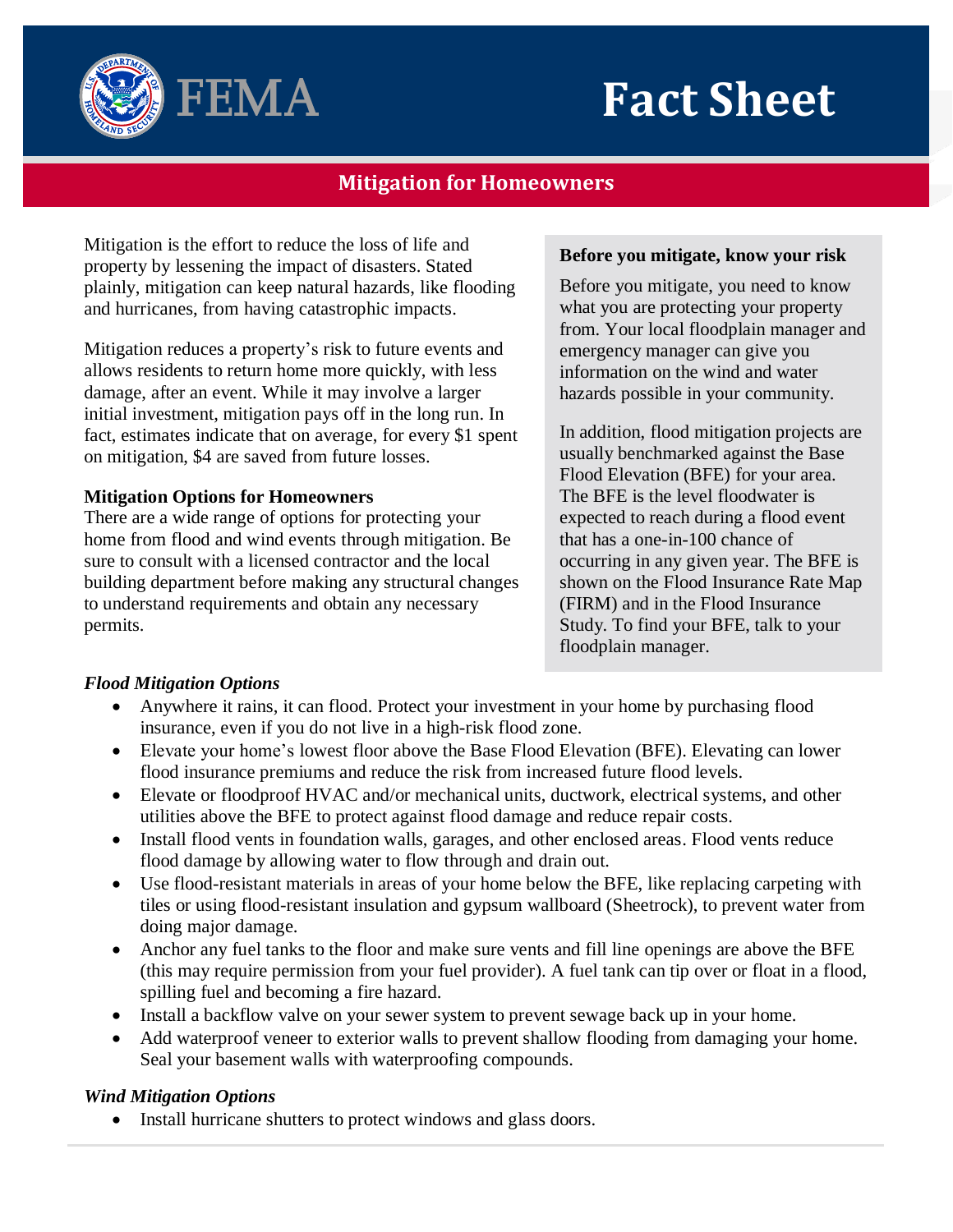# FEMA Fact Sheet

## Mitigation for Homeowners

Mitigation is the effort to reduce the loss of life and property by lessening the impact of disasters. Stated plainly, mitigation can keep natural hazards, like flooding and hurricanes, from having catastrophic impacts.

Mitigation reduces a property's risk to future events and allows residents to return home more quickly, with less damage, after an event. While it may involve a larger initial investment, mitigation pays off in the long run. In fact, estimates indicate that on average, for every $1 spent on mitigation, $4 are saved from future losses.

**Before you mitigate, know your risk**

Before you mitigate, you need to know what you are protecting your property from. Your local floodplain manager and emergency manager can give you information on the wind and water hazards possible in your community.

In addition, flood mitigation projects are usually benchmarked against the Base Flood Elevation (BFE) for your area. The BFE is the level floodwater is expected to reach during a flood event that has a one-in-100 chance of occurring in any given year. The BFE is shown on the Flood Insurance Rate Map (FIRM) and in the Flood Insurance Study. To find your BFE, talk to your floodplain manager.

### Mitigation Options for Homeowners

There are a wide range of options for protecting your home from flood and wind events through mitigation. Be sure to consult with a licensed contractor and the local building department before making any structural changes to understand requirements and obtain any necessary permits.

#### *Flood Mitigation Options*

- Anywhere it rains, it can flood. Protect your investment in your home by purchasing flood insurance, even if you do not live in a high-risk flood zone.
- Elevate your home's lowest floor above the Base Flood Elevation (BFE). Elevating can lower flood insurance premiums and reduce the risk from increased future flood levels.
- Elevate or floodproof HVAC and/or mechanical units, ductwork, electrical systems, and other utilities above the BFE to protect against flood damage and reduce repair costs.
- Install flood vents in foundation walls, garages, and other enclosed areas. Flood vents reduce flood damage by allowing water to flow through and drain out.
- Use flood-resistant materials in areas of your home below the BFE, like replacing carpeting with tiles or using flood-resistant insulation and gypsum wallboard (Sheetrock), to prevent water from doing major damage.
- Anchor any fuel tanks to the floor and make sure vents and fill line openings are above the BFE (this may require permission from your fuel provider). A fuel tank can tip over or float in a flood, spilling fuel and becoming a fire hazard.
- Install a backflow valve on your sewer system to prevent sewage back up in your home.
- Add waterproof veneer to exterior walls to prevent shallow flooding from damaging your home. Seal your basement walls with waterproofing compounds.

#### *Wind Mitigation Options*

- Install hurricane shutters to protect windows and glass doors.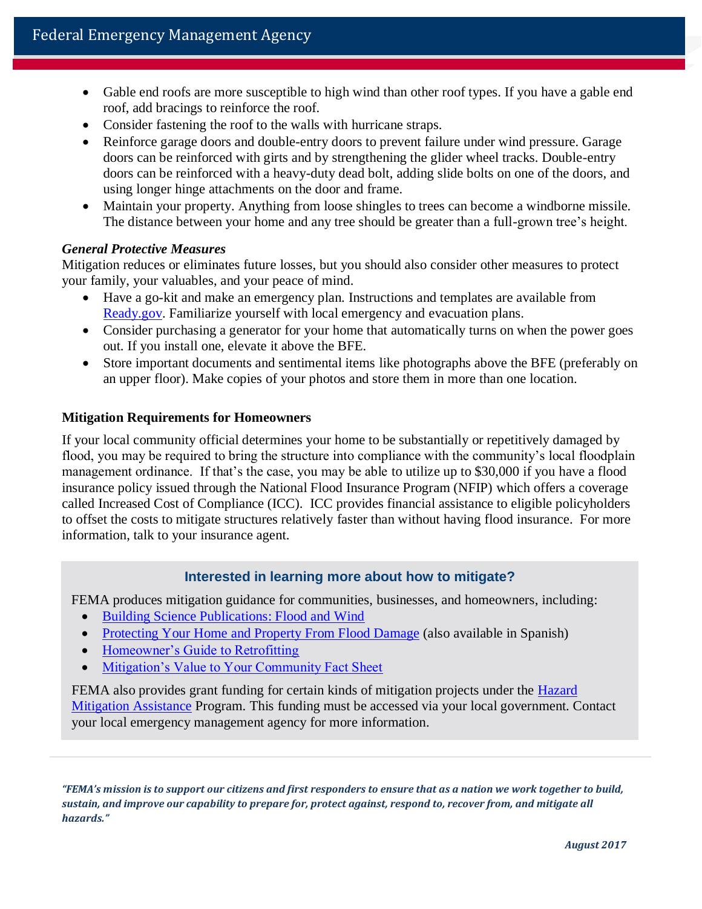- Gable end roofs are more susceptible to high wind than other roof types. If you have a gable end roof, add bracings to reinforce the roof.
- Consider fastening the roof to the walls with hurricane straps.
- Reinforce garage doors and double-entry doors to prevent failure under wind pressure. Garage doors can be reinforced with girts and by strengthening the glider wheel tracks. Double-entry doors can be reinforced with a heavy-duty dead bolt, adding slide bolts on one of the doors, and using longer hinge attachments on the door and frame.
- Maintain your property. Anything from loose shingles to trees can become a windborne missile. The distance between your home and any tree should be greater than a full-grown tree's height.

***General Protective Measures***

Mitigation reduces or eliminates future losses, but you should also consider other measures to protect your family, your valuables, and your peace of mind.

- Have a go-kit and make an emergency plan. Instructions and templates are available from Ready.gov. Familiarize yourself with local emergency and evacuation plans.
- Consider purchasing a generator for your home that automatically turns on when the power goes out. If you install one, elevate it above the BFE.
- Store important documents and sentimental items like photographs above the BFE (preferably on an upper floor). Make copies of your photos and store them in more than one location.

## Mitigation Requirements for Homeowners

If your local community official determines your home to be substantially or repetitively damaged by flood, you may be required to bring the structure into compliance with the community's local floodplain management ordinance. If that's the case, you may be able to utilize up to $30,000 if you have a flood insurance policy issued through the National Flood Insurance Program (NFIP) which offers a coverage called Increased Cost of Compliance (ICC). ICC provides financial assistance to eligible policyholders to offset the costs to mitigate structures relatively faster than without having flood insurance. For more information, talk to your insurance agent.

### Interested in learning more about how to mitigate?

FEMA produces mitigation guidance for communities, businesses, and homeowners, including:

- Building Science Publications: Flood and Wind
- Protecting Your Home and Property From Flood Damage (also available in Spanish)
- Homeowner's Guide to Retrofitting
- Mitigation's Value to Your Community Fact Sheet

FEMA also provides grant funding for certain kinds of mitigation projects under the Hazard Mitigation Assistance Program. This funding must be accessed via your local government. Contact your local emergency management agency for more information.

***"FEMA's mission is to support our citizens and first responders to ensure that as a nation we work together to build, sustain, and improve our capability to prepare for, protect against, respond to, recover from, and mitigate all hazards."***

***August 2017***